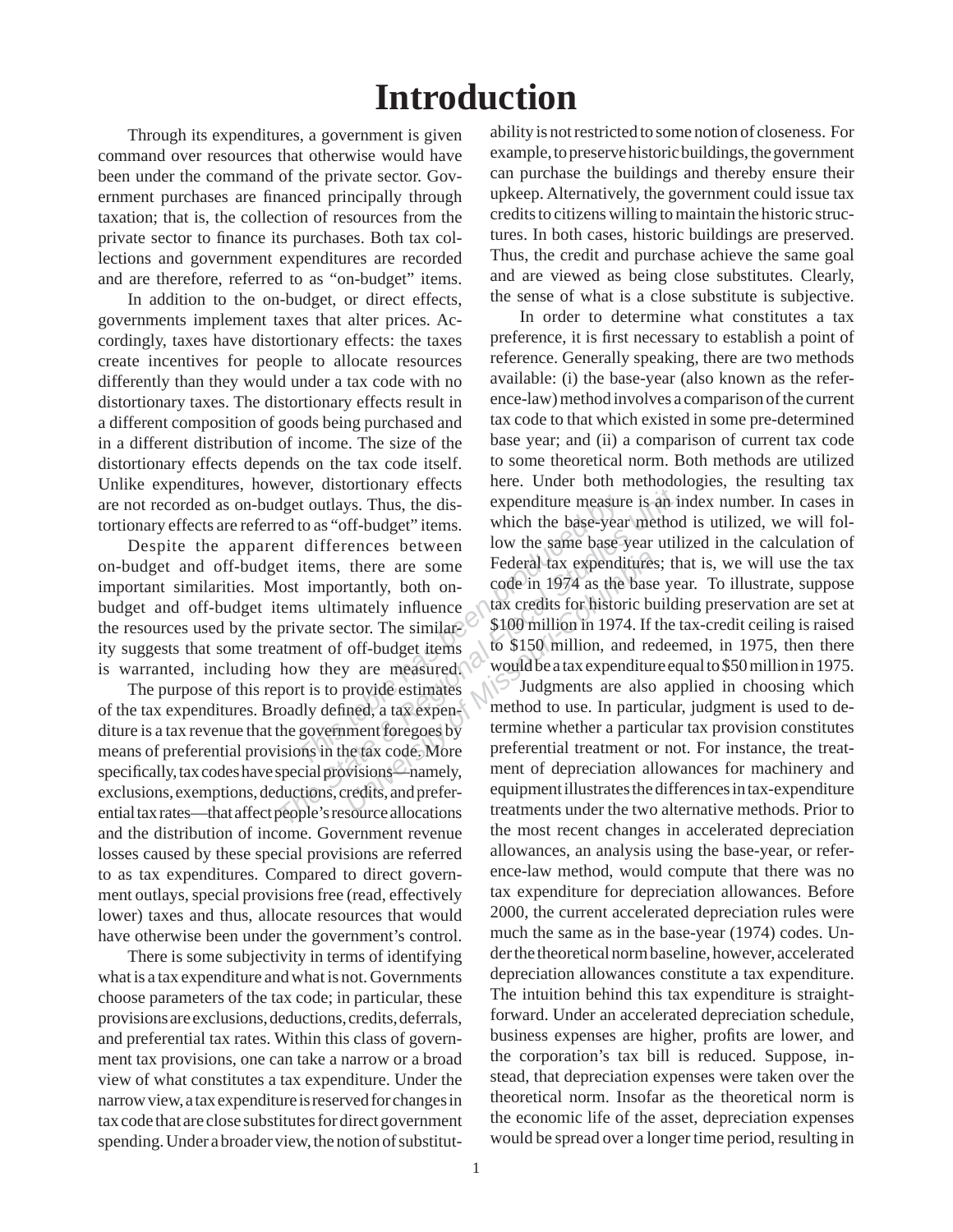# Introduction

Through its expenditures, a government is given command over resources that otherwise would have been under the command of the private sector. Government purchases are financed principally through taxation; that is, the collection of resources from the private sector to finance its purchases. Both tax collections and government expenditures are recorded and are therefore, referred to as "on-budget" items.

In addition to the on-budget, or direct effects, governments implement taxes that alter prices. Accordingly, taxes have distortionary effects: the taxes create incentives for people to allocate resources differently than they would under a tax code with no distortionary taxes. The distortionary effects result in a different composition of goods being purchased and in a different distribution of income. The size of the distortionary effects depends on the tax code itself. Unlike expenditures, however, distortionary effects are not recorded as on-budget outlays. Thus, the distortionary effects are referred to as "off-budget" items.

Despite the apparent differences between on-budget and off-budget items, there are some important similarities. Most importantly, both on-budget and off-budget items ultimately influence the resources used by the private sector. The similarity suggests that some treatment of off-budget items is warranted, including how they are measured.

The purpose of this report is to provide estimates of the tax expenditures. Broadly defined, a tax expenditure is a tax revenue that the government foregoes by means of preferential provisions in the tax code. More specifically, tax codes have special provisions—namely, exclusions, exemptions, deductions, credits, and preferential tax rates—that affect people's resource allocations and the distribution of income. Government revenue losses caused by these special provisions are referred to as tax expenditures. Compared to direct government outlays, special provisions free (read, effectively lower) taxes and thus, allocate resources that would have otherwise been under the government's control.

There is some subjectivity in terms of identifying what is a tax expenditure and what is not. Governments choose parameters of the tax code; in particular, these provisions are exclusions, deductions, credits, deferrals, and preferential tax rates. Within this class of government tax provisions, one can take a narrow or a broad view of what constitutes a tax expenditure. Under the narrow view, a tax expenditure is reserved for changes in tax code that are close substitutes for direct government spending. Under a broader view, the notion of substitutability is not restricted to some notion of closeness. For example, to preserve historic buildings, the government can purchase the buildings and thereby ensure their upkeep. Alternatively, the government could issue tax credits to citizens willing to maintain the historic structures. In both cases, historic buildings are preserved. Thus, the credit and purchase achieve the same goal and are viewed as being close substitutes. Clearly, the sense of what is a close substitute is subjective.

In order to determine what constitutes a tax preference, it is first necessary to establish a point of reference. Generally speaking, there are two methods available: (i) the base-year (also known as the reference-law) method involves a comparison of the current tax code to that which existed in some pre-determined base year; and (ii) a comparison of current tax code to some theoretical norm. Both methods are utilized here. Under both methodologies, the resulting tax expenditure measure is an index number. In cases in which the base-year method is utilized, we will follow the same base year utilized in the calculation of Federal tax expenditures; that is, we will use the tax code in 1974 as the base year. To illustrate, suppose tax credits for historic building preservation are set at \$100 million in 1974. If the tax-credit ceiling is raised to \$150 million, and redeemed, in 1975, then there would be a tax expenditure equal to \$50 million in 1975.

Judgments are also applied in choosing which method to use. In particular, judgment is used to determine whether a particular tax provision constitutes preferential treatment or not. For instance, the treatment of depreciation allowances for machinery and equipment illustrates the differences in tax-expenditure treatments under the two alternative methods. Prior to the most recent changes in accelerated depreciation allowances, an analysis using the base-year, or reference-law method, would compute that there was no tax expenditure for depreciation allowances. Before 2000, the current accelerated depreciation rules were much the same as in the base-year (1974) codes. Under the theoretical norm baseline, however, accelerated depreciation allowances constitute a tax expenditure. The intuition behind this tax expenditure is straightforward. Under an accelerated depreciation schedule, business expenses are higher, profits are lower, and the corporation's tax bill is reduced. Suppose, instead, that depreciation expenses were taken over the theoretical norm. Insofar as the theoretical norm is the economic life of the asset, depreciation expenses would be spread over a longer time period, resulting in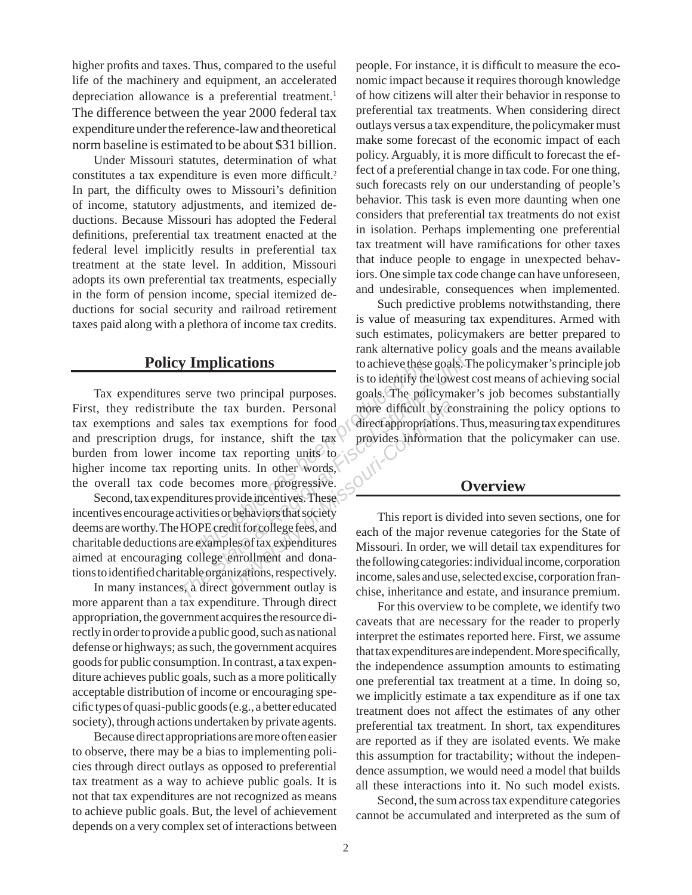higher profits and taxes. Thus, compared to the useful life of the machinery and equipment, an accelerated depreciation allowance is a preferential treatment.[1] The difference between the year 2000 federal tax expenditure under the reference-law and theoretical norm baseline is estimated to be about $31 billion.

Under Missouri statutes, determination of what constitutes a tax expenditure is even more difficult.[2] In part, the difficulty owes to Missouri's definition of income, statutory adjustments, and itemized deductions. Because Missouri has adopted the Federal definitions, preferential tax treatment enacted at the federal level implicitly results in preferential tax treatment at the state level. In addition, Missouri adopts its own preferential tax treatments, especially in the form of pension income, special itemized deductions for social security and railroad retirement taxes paid along with a plethora of income tax credits.

## Policy Implications

Tax expenditures serve two principal purposes. First, they redistribute the tax burden. Personal tax exemptions and sales tax exemptions for food and prescription drugs, for instance, shift the tax burden from lower income tax reporting units to higher income tax reporting units. In other words, the overall tax code becomes more progressive.

Second, tax expenditures provide incentives. These incentives encourage activities or behaviors that society deems are worthy. The HOPE credit for college fees, and charitable deductions are examples of tax expenditures aimed at encouraging college enrollment and donations to identified charitable organizations, respectively.

In many instances, a direct government outlay is more apparent than a tax expenditure. Through direct appropriation, the government acquires the resource directly in order to provide a public good, such as national defense or highways; as such, the government acquires goods for public consumption. In contrast, a tax expenditure achieves public goals, such as a more politically acceptable distribution of income or encouraging specific types of quasi-public goods (e.g., a better educated society), through actions undertaken by private agents.

Because direct appropriations are more often easier to observe, there may be a bias to implementing policies through direct outlays as opposed to preferential tax treatment as a way to achieve public goals. It is not that tax expenditures are not recognized as means to achieve public goals. But, the level of achievement depends on a very complex set of interactions between people. For instance, it is difficult to measure the economic impact because it requires thorough knowledge of how citizens will alter their behavior in response to preferential tax treatments. When considering direct outlays versus a tax expenditure, the policymaker must make some forecast of the economic impact of each policy. Arguably, it is more difficult to forecast the effect of a preferential change in tax code. For one thing, such forecasts rely on our understanding of people's behavior. This task is even more daunting when one considers that preferential tax treatments do not exist in isolation. Perhaps implementing one preferential tax treatment will have ramifications for other taxes that induce people to engage in unexpected behaviors. One simple tax code change can have unforeseen, and undesirable, consequences when implemented.

Such predictive problems notwithstanding, there is value of measuring tax expenditures. Armed with such estimates, policymakers are better prepared to rank alternative policy goals and the means available to achieve these goals. The policymaker's principle job is to identify the lowest cost means of achieving social goals. The policymaker's job becomes substantially more difficult by constraining the policy options to direct appropriations. Thus, measuring tax expenditures provides information that the policymaker can use.

## Overview

This report is divided into seven sections, one for each of the major revenue categories for the State of Missouri. In order, we will detail tax expenditures for the following categories: individual income, corporation income, sales and use, selected excise, corporation franchise, inheritance and estate, and insurance premium.

For this overview to be complete, we identify two caveats that are necessary for the reader to properly interpret the estimates reported here. First, we assume that tax expenditures are independent. More specifically, the independence assumption amounts to estimating one preferential tax treatment at a time. In doing so, we implicitly estimate a tax expenditure as if one tax treatment does not affect the estimates of any other preferential tax treatment. In short, tax expenditures are reported as if they are isolated events. We make this assumption for tractability; without the independence assumption, we would need a model that builds all these interactions into it. No such model exists.

Second, the sum across tax expenditure categories cannot be accumulated and interpreted as the sum of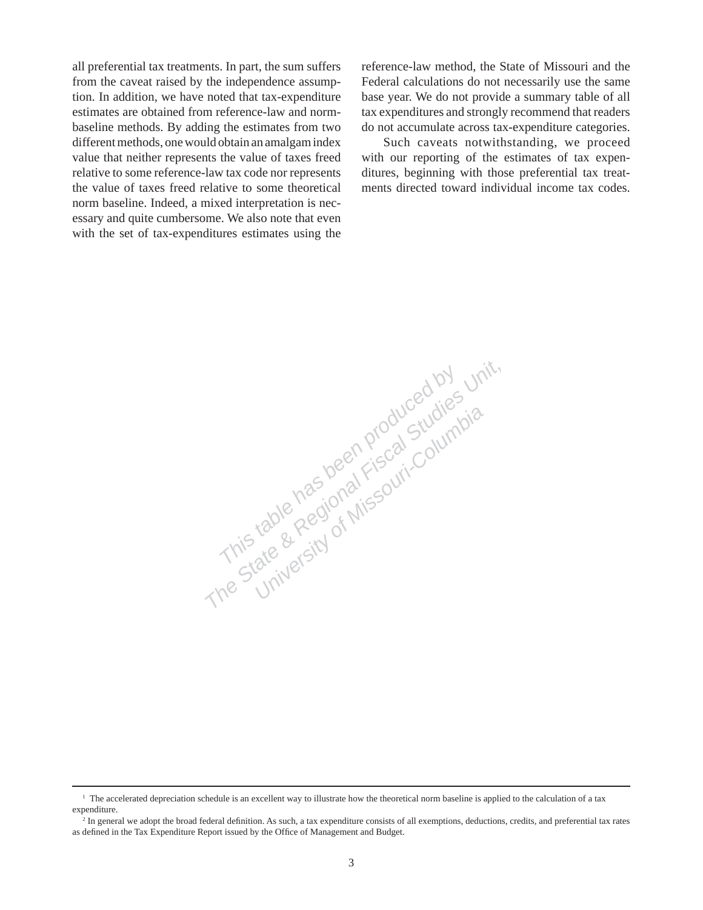all preferential tax treatments. In part, the sum suffers from the caveat raised by the independence assumption. In addition, we have noted that tax-expenditure estimates are obtained from reference-law and norm-baseline methods. By adding the estimates from two different methods, one would obtain an amalgam index value that neither represents the value of taxes freed relative to some reference-law tax code nor represents the value of taxes freed relative to some theoretical norm baseline. Indeed, a mixed interpretation is necessary and quite cumbersome. We also note that even with the set of tax-expenditures estimates using the reference-law method, the State of Missouri and the Federal calculations do not necessarily use the same base year. We do not provide a summary table of all tax expenditures and strongly recommend that readers do not accumulate across tax-expenditure categories.

Such caveats notwithstanding, we proceed with our reporting of the estimates of tax expenditures, beginning with those preferential tax treatments directed toward individual income tax codes.

This table has been produced by
The State & Regional Fiscal Studies Unit,
University of Missouri-Columbia

---

[1] The accelerated depreciation schedule is an excellent way to illustrate how the theoretical norm baseline is applied to the calculation of a tax expenditure.

[2] In general we adopt the broad federal definition. As such, a tax expenditure consists of all exemptions, deductions, credits, and preferential tax rates as defined in the Tax Expenditure Report issued by the Office of Management and Budget.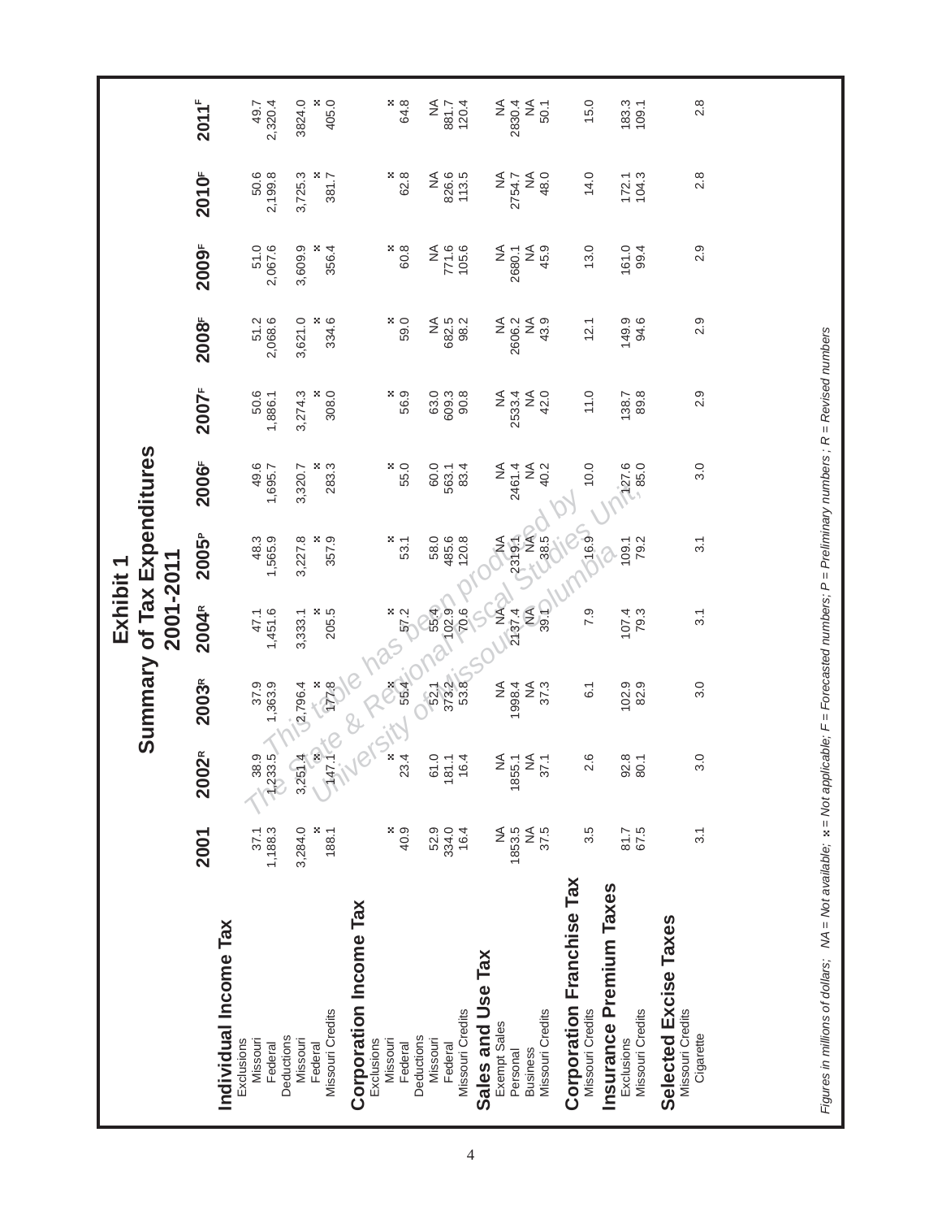# Exhibit 1

## Summary of Tax Expenditures 2001-2011

| | 2001 | 2002[R] | 2003[R] | 2004[R] | 2005[P] | 2006[F] | 2007[F] | 2008[F] | 2009[F] | 2010[F] | 2011[F] |
|---|---|---|---|---|---|---|---|---|---|---|---|
| **Individual Income Tax** | | | | | | | | | | | |
| Exclusions | | | | | | | | | | | |
| Missouri | 37.1 | 38.9 | 37.9 | 47.1 | 48.3 | 49.6 | 50.6 | 51.2 | 51.0 | 50.6 | 49.7 |
| Federal | 1,188.3 | 1,233.5 | 1,363.9 | 1,451.6 | 1,565.9 | 1,695.7 | 1,886.1 | 2,068.6 | 2,067.6 | 2,199.8 | 2,320.4 |
| Deductions | | | | | | | | | | | |
| Missouri | 3,284.0 | 3,251.4 | 2,796.4 | 3,333.1 | 3,227.8 | 3,320.7 | 3,274.3 | 3,621.0 | 3,609.9 | 3,725.3 | 3824.0 |
| Federal | x | x | x | x | x | x | x | x | x | x | x |
| Missouri Credits | 188.1 | 147.1 | 177.8 | 205.5 | 357.9 | 283.3 | 308.0 | 334.6 | 356.4 | 381.7 | 405.0 |
| **Corporation Income Tax** | | | | | | | | | | | |
| Exclusions | | | | | | | | | | | |
| Missouri | x | x | x | x | x | x | x | x | x | x | x |
| Federal | 40.9 | 23.4 | 55.4 | 57.2 | 53.1 | 55.0 | 56.9 | 59.0 | 60.8 | 62.8 | 64.8 |
| Deductions | | | | | | | | | | | |
| Missouri | 52.9 | 61.0 | 52.1 | 55.4 | 58.0 | 60.0 | 63.0 | NA | NA | NA | NA |
| Federal | 334.0 | 181.1 | 373.2 | 102.9 | 485.6 | 563.1 | 609.3 | 682.5 | 771.6 | 826.6 | 881.7 |
| Missouri Credits | 16.4 | 16.4 | 53.8 | 70.6 | 120.8 | 83.4 | 90.8 | 98.2 | 105.6 | 113.5 | 120.4 |
| **Sales and Use Tax** | | | | | | | | | | | |
| Exempt Sales | NA | NA | NA | NA | NA | NA | NA | NA | NA | NA | NA |
| Personal | 1853.5 | 1855.1 | 1998.4 | 2137.4 | 2319.1 | 2461.4 | 2533.4 | 2606.2 | 2680.1 | 2754.7 | 2830.4 |
| Business | NA | NA | NA | NA | NA | NA | NA | NA | NA | NA | NA |
| Missouri Credits | 37.5 | 37.1 | 37.3 | 39.1 | 38.5 | 40.2 | 42.0 | 43.9 | 45.9 | 48.0 | 50.1 |
| **Corporation Franchise Tax** | | | | | | | | | | | |
| Missouri Credits | 3.5 | 2.6 | 6.1 | 7.9 | 16.9 | 10.0 | 11.0 | 12.1 | 13.0 | 14.0 | 15.0 |
| **Insurance Premium Taxes** | | | | | | | | | | | |
| Exclusions | 81.7 | 92.8 | 102.9 | 107.4 | 109.1 | 127.6 | 138.7 | 149.9 | 161.0 | 172.1 | 183.3 |
| Missouri Credits | 67.5 | 80.1 | 82.9 | 79.3 | 79.2 | 85.0 | 89.8 | 94.6 | 99.4 | 104.3 | 109.1 |
| **Selected Excise Taxes** | | | | | | | | | | | |
| Missouri Credits | | | | | | | | | | | |
| Cigarette | 3.1 | 3.0 | 3.0 | 3.1 | 3.1 | 3.0 | 2.9 | 2.9 | 2.9 | 2.8 | 2.8 |

*Figures in millions of dollars; NA = Not available; x = Not applicable; F = Forecasted numbers; P = Preliminary numbers ; R = Revised numbers*

*This table has been produced by The State & Regional Fiscal Studies Unit, University of Missouri-Columbia*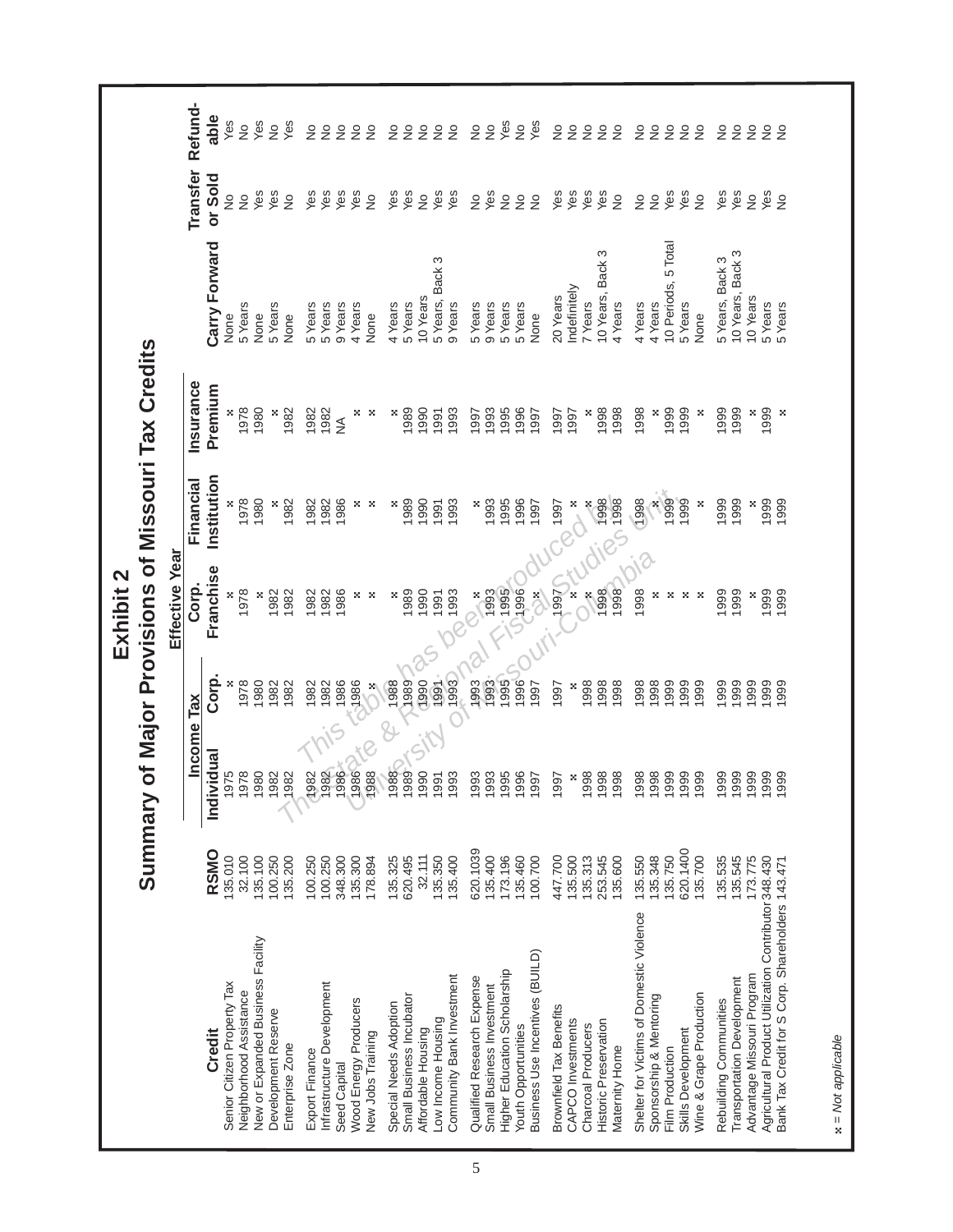# Exhibit 2

## Summary of Major Provisions of Missouri Tax Credits

| Credit | RSMO | Effective Year: Income Tax Individual | Income Tax Corp. | Corp. Franchise | Financial Institution | Insurance Premium | Carry Forward | Transfer or Sold | Refundable |
|---|---|---|---|---|---|---|---|---|---|
| Senior Citizen Property Tax | 135.010 | 1975 | x | x | x | x | None | No | Yes |
| Neighborhood Assistance | 32.100 | 1978 | 1978 | 1978 | 1978 | 1978 | 5 Years | No | No |
| New or Expanded Business Facility | 135.100 | 1980 | 1980 | x | 1980 | 1980 | None | Yes | Yes |
| Development Reserve | 100.250 | 1982 | 1982 | 1982 | x | x | 5 Years | Yes | No |
| Enterprise Zone | 135.200 | 1982 | 1982 | 1982 | 1982 | 1982 | None | No | Yes |
| Export Finance | 100.250 | 1982 | 1982 | 1982 | 1982 | 1982 | 5 Years | Yes | No |
| Infrastructure Development | 100.250 | 1982 | 1982 | 1982 | 1982 | 1982 | 5 Years | Yes | No |
| Seed Capital | 348.300 | 1986 | 1986 | 1986 | 1986 | NA | 9 Years | Yes | No |
| Wood Energy Producers | 135.300 | 1986 | 1986 | x | x | x | 4 Years | Yes | No |
| New Jobs Training | 178.894 | 1988 | x | x | x | x | None | No | No |
| Special Needs Adoption | 135.325 | 1988 | 1988 | x | x | x | 4 Years | Yes | No |
| Small Business Incubator | 620.495 | 1989 | 1989 | 1989 | 1989 | 1989 | 5 Years | Yes | No |
| Affordable Housing | 32.111 | 1990 | 1990 | 1990 | 1990 | 1990 | 10 Years | No | No |
| Low Income Housing | 135.350 | 1991 | 1991 | 1991 | 1991 | 1991 | 5 Years, Back 3 | Yes | No |
| Community Bank Investment | 135.400 | 1993 | 1993 | 1993 | 1993 | 1993 | 9 Years | Yes | No |
| Qualified Research Expense | 620.1039 | 1993 | 1993 | x | x | 1997 | 5 Years | No | No |
| Small Business Investment | 135.400 | 1993 | 1993 | 1993 | 1993 | 1993 | 9 Years | Yes | No |
| Higher Education Scholarship | 173.196 | 1995 | 1995 | 1995 | 1995 | 1995 | 5 Years | No | Yes |
| Youth Opportunities | 135.460 | 1996 | 1996 | 1996 | 1996 | 1996 | 5 Years | No | No |
| Business Use Incentives (BUILD) | 100.700 | 1997 | 1997 | x | 1997 | 1997 | None | No | Yes |
| Brownfield Tax Benefits | 447.700 | 1997 | 1997 | 1997 | 1997 | 1997 | 20 Years | Yes | No |
| CAPCO Investments | 135.500 | x | x | x | x | 1997 | Indefinitely | Yes | No |
| Charcoal Producers | 135.313 | 1998 | 1998 | x | x | x | 7 Years | Yes | No |
| Historic Preservation | 253.545 | 1998 | 1998 | 1998 | 1998 | 1998 | 10 Years, Back 3 | Yes | No |
| Maternity Home | 135.600 | 1998 | 1998 | 1998 | 1998 | 1998 | 4 Years | No | No |
| Shelter for Victims of Domestic Violence | 135.550 | 1998 | 1998 | 1998 | 1998 | 1998 | 4 Years | No | No |
| Sponsorship & Mentoring | 135.348 | 1998 | 1998 | x | x | x | 4 Years | No | No |
| Film Production | 135.750 | 1999 | 1999 | x | 1999 | 1999 | 10 Periods, 5 Total | Yes | No |
| Skills Development | 620.1400 | 1999 | 1999 | x | 1999 | 1999 | 5 Years | Yes | No |
| Wine & Grape Production | 135.700 | 1999 | 1999 | x | x | x | None | No | No |
| Rebuilding Communities | 135.535 | 1999 | 1999 | 1999 | 1999 | 1999 | 5 Years, Back 3 | Yes | No |
| Transportation Development | 135.545 | 1999 | 1999 | 1999 | 1999 | 1999 | 10 Years, Back 3 | Yes | No |
| Advantage Missouri Program | 173.775 | 1999 | 1999 | x | x | x | 10 Years | No | No |
| Agricultural Product Utilization Contributor | 348.430 | 1999 | 1999 | 1999 | 1999 | 1999 | 5 Years | Yes | No |
| Bank Tax Credit for S Corp. Shareholders | 143.471 | 1999 | 1999 | 1999 | 1999 | x | 5 Years | No | No |

x = *Not applicable*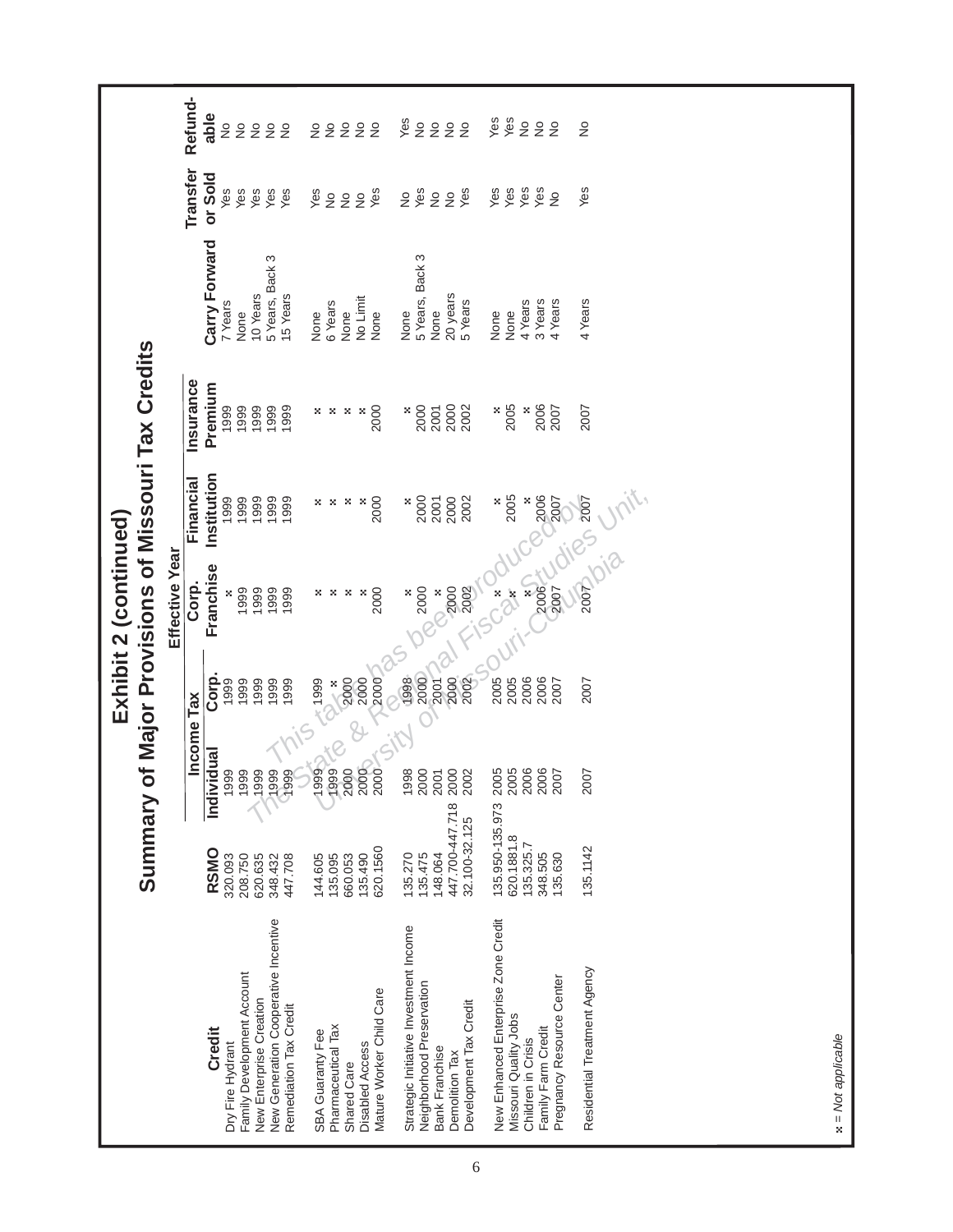# Exhibit 2 (continued)

## Summary of Major Provisions of Missouri Tax Credits

| Credit | RSMO | Effective Year: Income Tax Individual | Effective Year: Income Tax Corp. | Effective Year: Corp. Franchise | Effective Year: Financial Institution | Effective Year: Insurance Premium | Carry Forward | Transfer or Sold | Refund-able |
|---|---|---|---|---|---|---|---|---|---|
| Dry Fire Hydrant | 320.093 | 1999 | 1999 | x | 1999 | 1999 | 7 Years | Yes | No |
| Family Development Account | 208.750 | 1999 | 1999 | 1999 | 1999 | 1999 | None | Yes | No |
| New Enterprise Creation | 620.635 | 1999 | 1999 | 1999 | 1999 | 1999 | 10 Years | Yes | No |
| New Generation Cooperative Incentive | 348.432 | 1999 | 1999 | 1999 | 1999 | 1999 | 5 Years, Back 3 | Yes | No |
| Remediation Tax Credit | 447.708 | 1999 | 1999 | 1999 | 1999 | 1999 | 15 Years | Yes | No |
| SBA Guaranty Fee | 144.605 | 1999 | 1999 | x | x | x | None | Yes | No |
| Pharmaceutical Tax | 135.095 | 1999 | x | x | x | x | 6 Years | No | No |
| Shared Care | 660.053 | 2000 | 2000 | x | x | x | None | No | No |
| Disabled Access | 135.490 | 2000 | 2000 | x | x | x | No Limit | No | No |
| Mature Worker Child Care | 620.1560 | 2000 | 2000 | 2000 | 2000 | 2000 | None | Yes | No |
| Strategic Initiative Investment Income | 135.270 | 1998 | 1998 | x | x | x | None | No | Yes |
| Neighborhood Preservation | 135.475 | 2000 | 2000 | 2000 | 2000 | 2000 | 5 Years, Back 3 | Yes | No |
| Bank Franchise | 148.064 | 2001 | 2001 | x | 2001 | 2001 | None | No | No |
| Demolition Tax | 447.700-447.718 | 2000 | 2000 | 2000 | 2000 | 2000 | 20 years | No | No |
| Development Tax Credit | 32.100-32.125 | 2002 | 2002 | 2002 | 2002 | 2002 | 5 Years | Yes | No |
| New Enhanced Enterprise Zone Credit | 135.950-135.973 | 2005 | 2005 | x | x | x | None | Yes | Yes |
| Missouri Quality Jobs | 620.1881.8 | 2005 | 2005 | x | 2005 | 2005 | None | Yes | Yes |
| Children in Crisis | 135.325.7 | 2006 | 2006 | x | x | x | 4 Years | Yes | No |
| Family Farm Credit | 348.505 | 2006 | 2006 | 2006 | 2006 | 2006 | 3 Years | Yes | No |
| Pregnancy Resource Center | 135.630 | 2007 | 2007 | 2007 | 2007 | 2007 | 4 Years | No | No |
| Residential Treatment Agency | 135.1142 | 2007 | 2007 | 2007 | 2007 | 2007 | 4 Years | Yes | No |

*x = Not applicable*